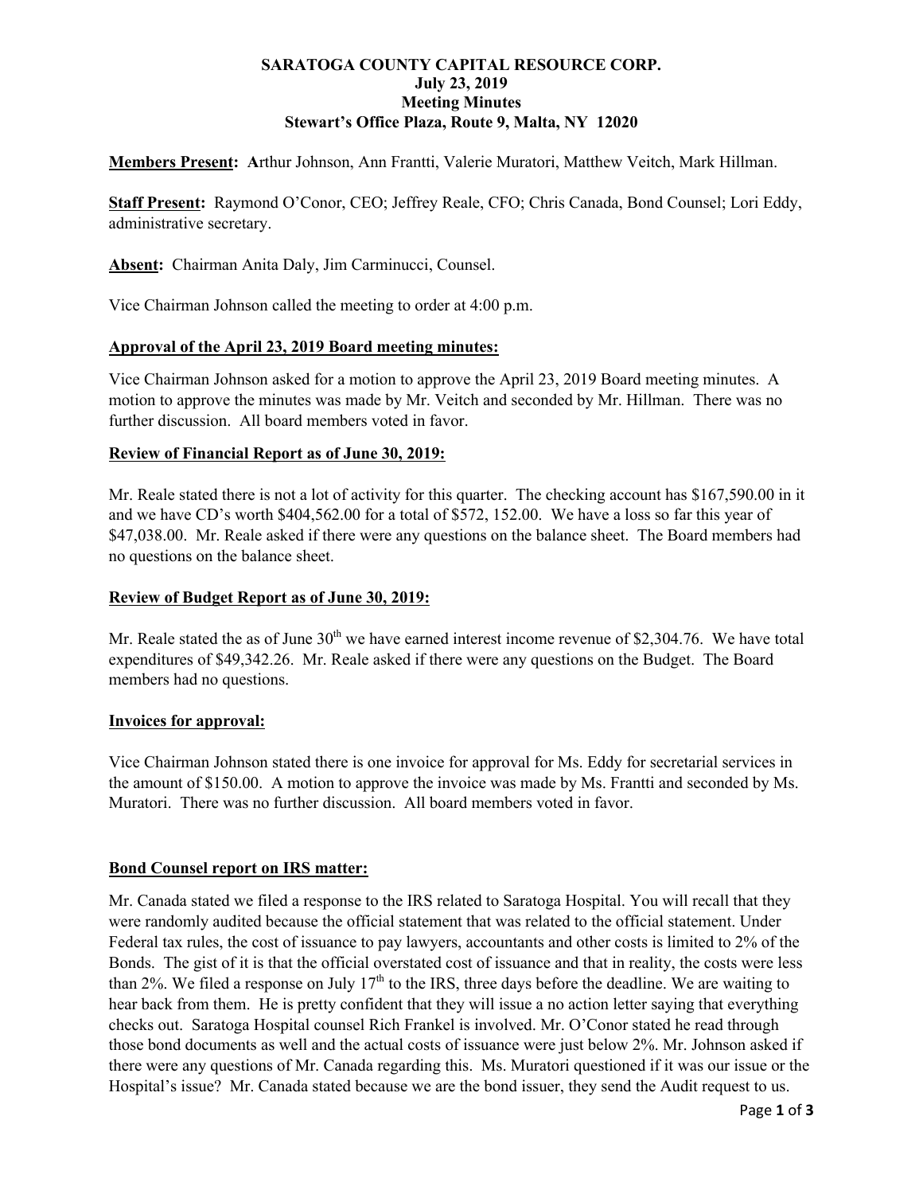**SARATOGA COUNTY CAPITAL RESOURCE CORP.**
**July 23, 2019**
**Meeting Minutes**
**Stewart's Office Plaza, Route 9, Malta, NY 12020**

**Members Present:** **A**rthur Johnson, Ann Frantti, Valerie Muratori, Matthew Veitch, Mark Hillman.

**Staff Present:** Raymond O'Conor, CEO; Jeffrey Reale, CFO; Chris Canada, Bond Counsel; Lori Eddy, administrative secretary.

**Absent:** Chairman Anita Daly, Jim Carminucci, Counsel.

Vice Chairman Johnson called the meeting to order at 4:00 p.m.

**Approval of the April 23, 2019 Board meeting minutes:**

Vice Chairman Johnson asked for a motion to approve the April 23, 2019 Board meeting minutes. A motion to approve the minutes was made by Mr. Veitch and seconded by Mr. Hillman. There was no further discussion. All board members voted in favor.

**Review of Financial Report as of June 30, 2019:**

Mr. Reale stated there is not a lot of activity for this quarter. The checking account has $167,590.00 in it and we have CD's worth $404,562.00 for a total of $572, 152.00. We have a loss so far this year of $47,038.00. Mr. Reale asked if there were any questions on the balance sheet. The Board members had no questions on the balance sheet.

**Review of Budget Report as of June 30, 2019:**

Mr. Reale stated the as of June 30th we have earned interest income revenue of $2,304.76. We have total expenditures of $49,342.26. Mr. Reale asked if there were any questions on the Budget. The Board members had no questions.

**Invoices for approval:**

Vice Chairman Johnson stated there is one invoice for approval for Ms. Eddy for secretarial services in the amount of $150.00. A motion to approve the invoice was made by Ms. Frantti and seconded by Ms. Muratori. There was no further discussion. All board members voted in favor.

**Bond Counsel report on IRS matter:**

Mr. Canada stated we filed a response to the IRS related to Saratoga Hospital. You will recall that they were randomly audited because the official statement that was related to the official statement. Under Federal tax rules, the cost of issuance to pay lawyers, accountants and other costs is limited to 2% of the Bonds. The gist of it is that the official overstated cost of issuance and that in reality, the costs were less than 2%. We filed a response on July 17th to the IRS, three days before the deadline. We are waiting to hear back from them. He is pretty confident that they will issue a no action letter saying that everything checks out. Saratoga Hospital counsel Rich Frankel is involved. Mr. O'Conor stated he read through those bond documents as well and the actual costs of issuance were just below 2%. Mr. Johnson asked if there were any questions of Mr. Canada regarding this. Ms. Muratori questioned if it was our issue or the Hospital's issue? Mr. Canada stated because we are the bond issuer, they send the Audit request to us.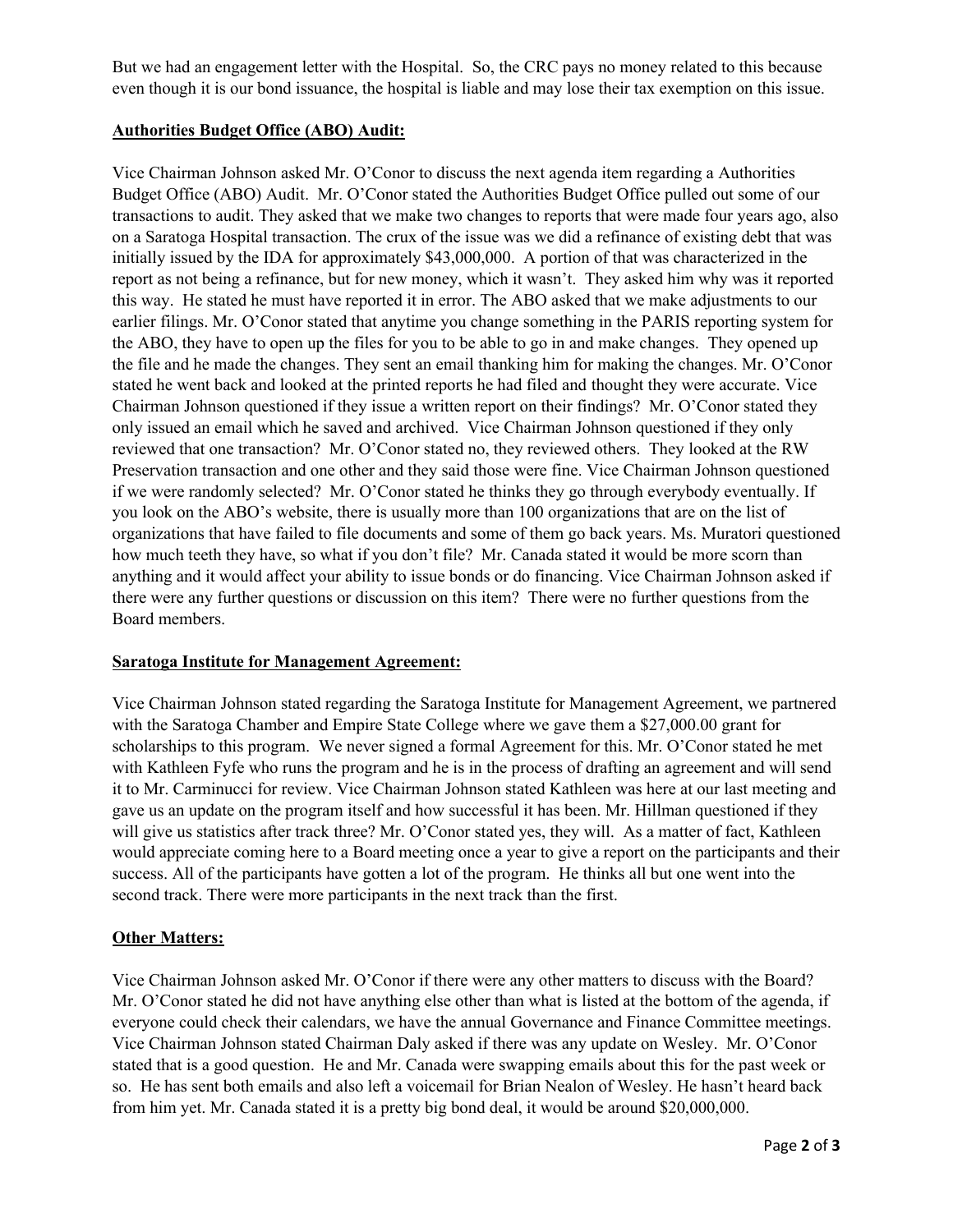But we had an engagement letter with the Hospital. So, the CRC pays no money related to this because even though it is our bond issuance, the hospital is liable and may lose their tax exemption on this issue.

**Authorities Budget Office (ABO) Audit:**

Vice Chairman Johnson asked Mr. O'Conor to discuss the next agenda item regarding a Authorities Budget Office (ABO) Audit. Mr. O'Conor stated the Authorities Budget Office pulled out some of our transactions to audit. They asked that we make two changes to reports that were made four years ago, also on a Saratoga Hospital transaction. The crux of the issue was we did a refinance of existing debt that was initially issued by the IDA for approximately $43,000,000. A portion of that was characterized in the report as not being a refinance, but for new money, which it wasn't. They asked him why was it reported this way. He stated he must have reported it in error. The ABO asked that we make adjustments to our earlier filings. Mr. O'Conor stated that anytime you change something in the PARIS reporting system for the ABO, they have to open up the files for you to be able to go in and make changes. They opened up the file and he made the changes. They sent an email thanking him for making the changes. Mr. O'Conor stated he went back and looked at the printed reports he had filed and thought they were accurate. Vice Chairman Johnson questioned if they issue a written report on their findings? Mr. O'Conor stated they only issued an email which he saved and archived. Vice Chairman Johnson questioned if they only reviewed that one transaction? Mr. O'Conor stated no, they reviewed others. They looked at the RW Preservation transaction and one other and they said those were fine. Vice Chairman Johnson questioned if we were randomly selected? Mr. O'Conor stated he thinks they go through everybody eventually. If you look on the ABO's website, there is usually more than 100 organizations that are on the list of organizations that have failed to file documents and some of them go back years. Ms. Muratori questioned how much teeth they have, so what if you don't file? Mr. Canada stated it would be more scorn than anything and it would affect your ability to issue bonds or do financing. Vice Chairman Johnson asked if there were any further questions or discussion on this item? There were no further questions from the Board members.

**Saratoga Institute for Management Agreement:**

Vice Chairman Johnson stated regarding the Saratoga Institute for Management Agreement, we partnered with the Saratoga Chamber and Empire State College where we gave them a $27,000.00 grant for scholarships to this program. We never signed a formal Agreement for this. Mr. O'Conor stated he met with Kathleen Fyfe who runs the program and he is in the process of drafting an agreement and will send it to Mr. Carminucci for review. Vice Chairman Johnson stated Kathleen was here at our last meeting and gave us an update on the program itself and how successful it has been. Mr. Hillman questioned if they will give us statistics after track three? Mr. O'Conor stated yes, they will. As a matter of fact, Kathleen would appreciate coming here to a Board meeting once a year to give a report on the participants and their success. All of the participants have gotten a lot of the program. He thinks all but one went into the second track. There were more participants in the next track than the first.

**Other Matters:**

Vice Chairman Johnson asked Mr. O'Conor if there were any other matters to discuss with the Board? Mr. O'Conor stated he did not have anything else other than what is listed at the bottom of the agenda, if everyone could check their calendars, we have the annual Governance and Finance Committee meetings. Vice Chairman Johnson stated Chairman Daly asked if there was any update on Wesley. Mr. O'Conor stated that is a good question. He and Mr. Canada were swapping emails about this for the past week or so. He has sent both emails and also left a voicemail for Brian Nealon of Wesley. He hasn't heard back from him yet. Mr. Canada stated it is a pretty big bond deal, it would be around $20,000,000.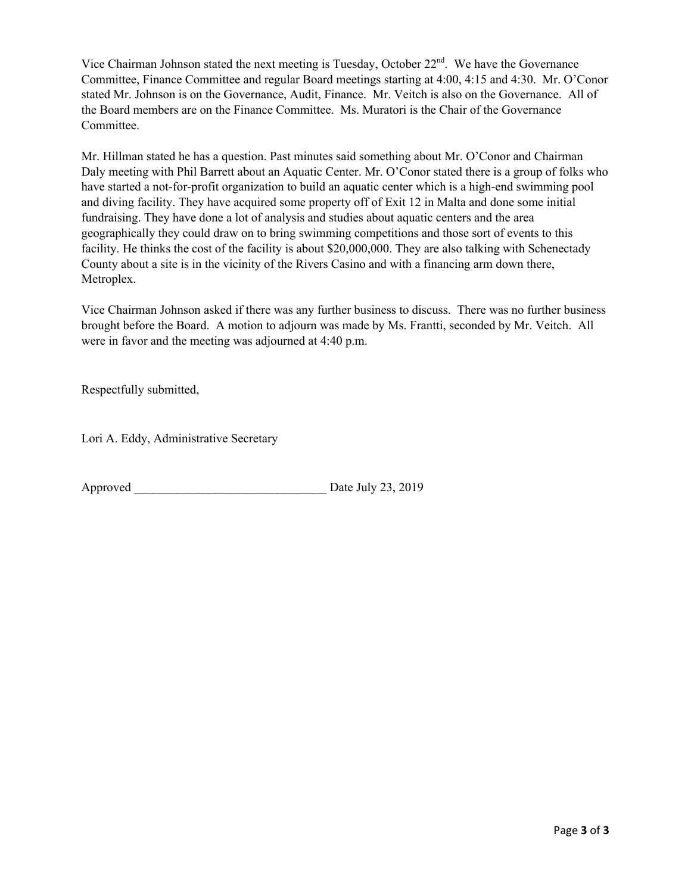Vice Chairman Johnson stated the next meeting is Tuesday, October 22nd. We have the Governance Committee, Finance Committee and regular Board meetings starting at 4:00, 4:15 and 4:30. Mr. O'Conor stated Mr. Johnson is on the Governance, Audit, Finance. Mr. Veitch is also on the Governance. All of the Board members are on the Finance Committee. Ms. Muratori is the Chair of the Governance Committee.

Mr. Hillman stated he has a question. Past minutes said something about Mr. O'Conor and Chairman Daly meeting with Phil Barrett about an Aquatic Center. Mr. O'Conor stated there is a group of folks who have started a not-for-profit organization to build an aquatic center which is a high-end swimming pool and diving facility. They have acquired some property off of Exit 12 in Malta and done some initial fundraising. They have done a lot of analysis and studies about aquatic centers and the area geographically they could draw on to bring swimming competitions and those sort of events to this facility. He thinks the cost of the facility is about $20,000,000. They are also talking with Schenectady County about a site is in the vicinity of the Rivers Casino and with a financing arm down there, Metroplex.

Vice Chairman Johnson asked if there was any further business to discuss. There was no further business brought before the Board. A motion to adjourn was made by Ms. Frantti, seconded by Mr. Veitch. All were in favor and the meeting was adjourned at 4:40 p.m.

Respectfully submitted,

Lori A. Eddy, Administrative Secretary

Approved _______________________________ Date July 23, 2019